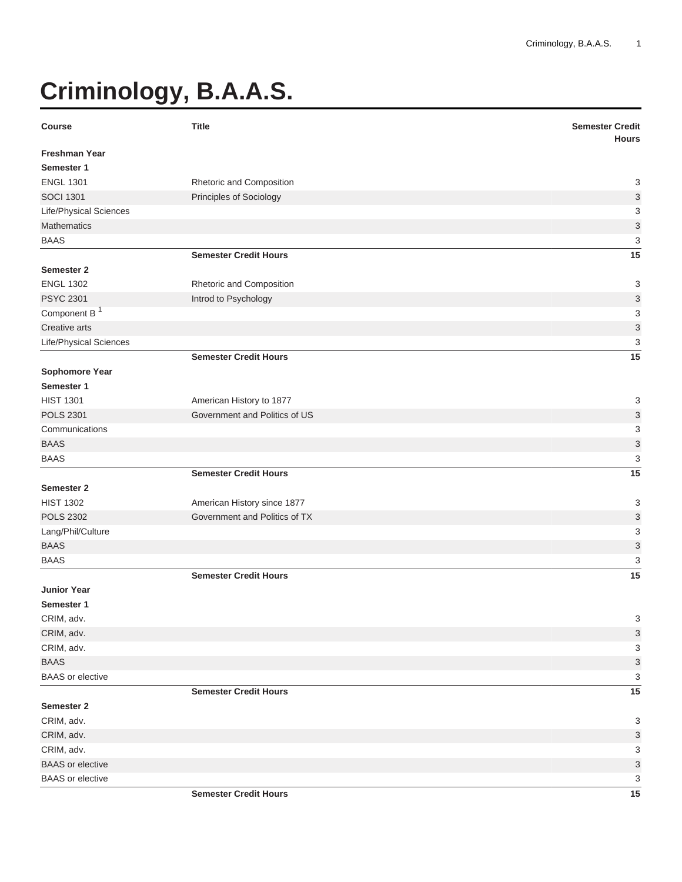# Criminology, B.A.A.S.

| Course | Title | Semester Credit Hours |
|---|---|---|
| **Freshman Year** | | |
| **Semester 1** | | |
| ENGL 1301 | Rhetoric and Composition | 3 |
| SOCI 1301 | Principles of Sociology | 3 |
| Life/Physical Sciences | | 3 |
| Mathematics | | 3 |
| BAAS | | 3 |
| | **Semester Credit Hours** | **15** |
| **Semester 2** | | |
| ENGL 1302 | Rhetoric and Composition | 3 |
| PSYC 2301 | Introd to Psychology | 3 |
| Component B [1] | | 3 |
| Creative arts | | 3 |
| Life/Physical Sciences | | 3 |
| | **Semester Credit Hours** | **15** |
| **Sophomore Year** | | |
| **Semester 1** | | |
| HIST 1301 | American History to 1877 | 3 |
| POLS 2301 | Government and Politics of US | 3 |
| Communications | | 3 |
| BAAS | | 3 |
| BAAS | | 3 |
| | **Semester Credit Hours** | **15** |
| **Semester 2** | | |
| HIST 1302 | American History since 1877 | 3 |
| POLS 2302 | Government and Politics of TX | 3 |
| Lang/Phil/Culture | | 3 |
| BAAS | | 3 |
| BAAS | | 3 |
| | **Semester Credit Hours** | **15** |
| **Junior Year** | | |
| **Semester 1** | | |
| CRIM, adv. | | 3 |
| CRIM, adv. | | 3 |
| CRIM, adv. | | 3 |
| BAAS | | 3 |
| BAAS or elective | | 3 |
| | **Semester Credit Hours** | **15** |
| **Semester 2** | | |
| CRIM, adv. | | 3 |
| CRIM, adv. | | 3 |
| CRIM, adv. | | 3 |
| BAAS or elective | | 3 |
| BAAS or elective | | 3 |
| | **Semester Credit Hours** | **15** |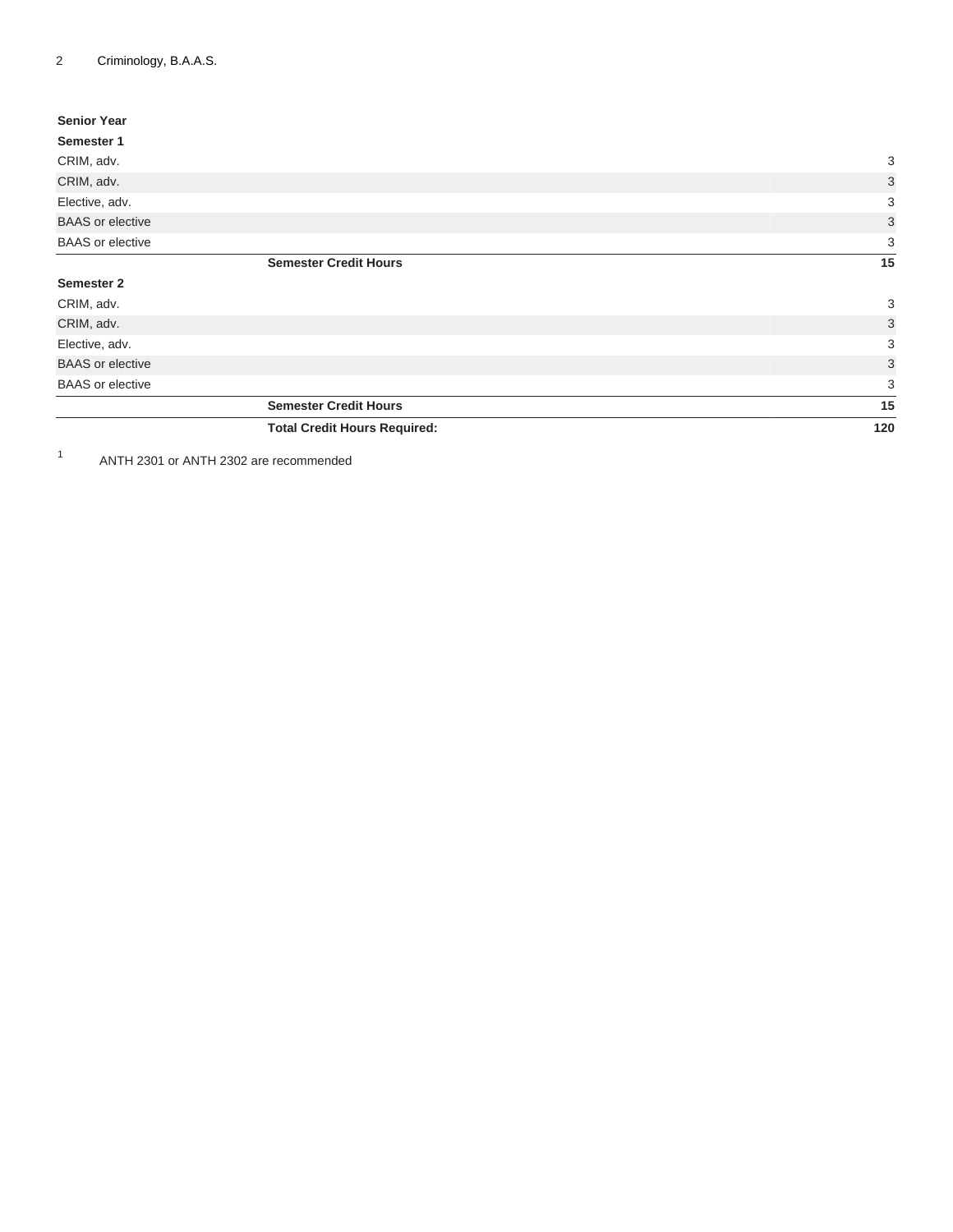| | |
|---|---|
| **Senior Year** | |
| **Semester 1** | |
| CRIM, adv. | 3 |
| CRIM, adv. | 3 |
| Elective, adv. | 3 |
| BAAS or elective | 3 |
| BAAS or elective | 3 |
| **Semester Credit Hours** | **15** |
| **Semester 2** | |
| CRIM, adv. | 3 |
| CRIM, adv. | 3 |
| Elective, adv. | 3 |
| BAAS or elective | 3 |
| BAAS or elective | 3 |
| **Semester Credit Hours** | **15** |
| **Total Credit Hours Required:** | **120** |

[1] ANTH 2301 or ANTH 2302 are recommended